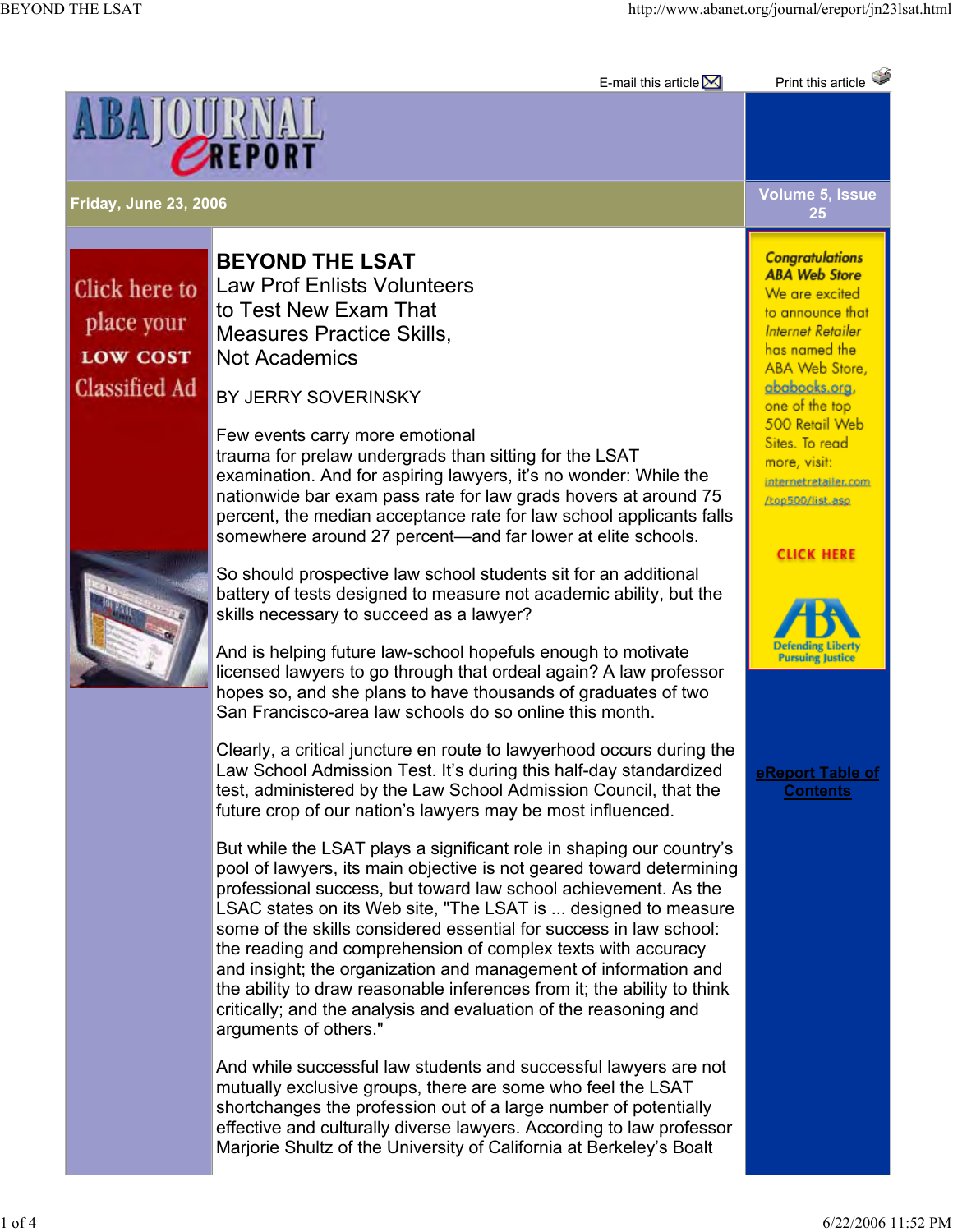# BEYOND THE LSAT

## Law Prof Enlists Volunteers to Test New Exam That Measures Practice Skills, Not Academics

BY JERRY SOVERINSKY

Few events carry more emotional trauma for prelaw undergrads than sitting for the LSAT examination. And for aspiring lawyers, it's no wonder: While the nationwide bar exam pass rate for law grads hovers at around 75 percent, the median acceptance rate for law school applicants falls somewhere around 27 percent—and far lower at elite schools.

So should prospective law school students sit for an additional battery of tests designed to measure not academic ability, but the skills necessary to succeed as a lawyer?

And is helping future law-school hopefuls enough to motivate licensed lawyers to go through that ordeal again? A law professor hopes so, and she plans to have thousands of graduates of two San Francisco-area law schools do so online this month.

Clearly, a critical juncture en route to lawyerhood occurs during the Law School Admission Test. It's during this half-day standardized test, administered by the Law School Admission Council, that the future crop of our nation's lawyers may be most influenced.

But while the LSAT plays a significant role in shaping our country's pool of lawyers, its main objective is not geared toward determining professional success, but toward law school achievement. As the LSAC states on its Web site, "The LSAT is ... designed to measure some of the skills considered essential for success in law school: the reading and comprehension of complex texts with accuracy and insight; the organization and management of information and the ability to draw reasonable inferences from it; the ability to think critically; and the analysis and evaluation of the reasoning and arguments of others."

And while successful law students and successful lawyers are not mutually exclusive groups, there are some who feel the LSAT shortchanges the profession out of a large number of potentially effective and culturally diverse lawyers. According to law professor Marjorie Shultz of the University of California at Berkeley's Boalt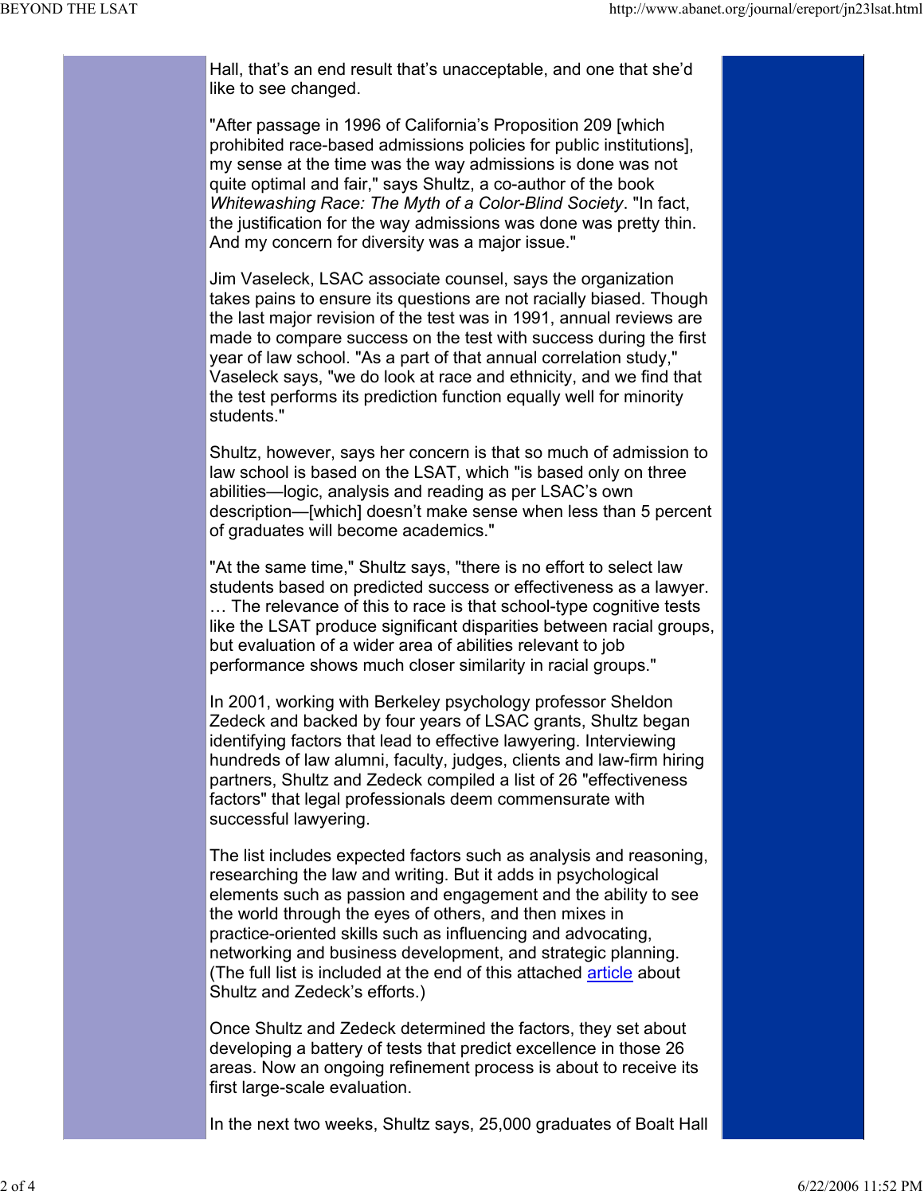Hall, that's an end result that's unacceptable, and one that she'd like to see changed.

"After passage in 1996 of California's Proposition 209 [which prohibited race-based admissions policies for public institutions], my sense at the time was the way admissions is done was not quite optimal and fair," says Shultz, a co-author of the book *Whitewashing Race: The Myth of a Color-Blind Society*. "In fact, the justification for the way admissions was done was pretty thin. And my concern for diversity was a major issue."

Jim Vaseleck, LSAC associate counsel, says the organization takes pains to ensure its questions are not racially biased. Though the last major revision of the test was in 1991, annual reviews are made to compare success on the test with success during the first year of law school. "As a part of that annual correlation study," Vaseleck says, "we do look at race and ethnicity, and we find that the test performs its prediction function equally well for minority students."

Shultz, however, says her concern is that so much of admission to law school is based on the LSAT, which "is based only on three abilities—logic, analysis and reading as per LSAC's own description—[which] doesn't make sense when less than 5 percent of graduates will become academics."

"At the same time," Shultz says, "there is no effort to select law students based on predicted success or effectiveness as a lawyer. … The relevance of this to race is that school-type cognitive tests like the LSAT produce significant disparities between racial groups, but evaluation of a wider area of abilities relevant to job performance shows much closer similarity in racial groups."

In 2001, working with Berkeley psychology professor Sheldon Zedeck and backed by four years of LSAC grants, Shultz began identifying factors that lead to effective lawyering. Interviewing hundreds of law alumni, faculty, judges, clients and law-firm hiring partners, Shultz and Zedeck compiled a list of 26 "effectiveness factors" that legal professionals deem commensurate with successful lawyering.

The list includes expected factors such as analysis and reasoning, researching the law and writing. But it adds in psychological elements such as passion and engagement and the ability to see the world through the eyes of others, and then mixes in practice-oriented skills such as influencing and advocating, networking and business development, and strategic planning. (The full list is included at the end of this attached article about Shultz and Zedeck's efforts.)

Once Shultz and Zedeck determined the factors, they set about developing a battery of tests that predict excellence in those 26 areas. Now an ongoing refinement process is about to receive its first large-scale evaluation.

In the next two weeks, Shultz says, 25,000 graduates of Boalt Hall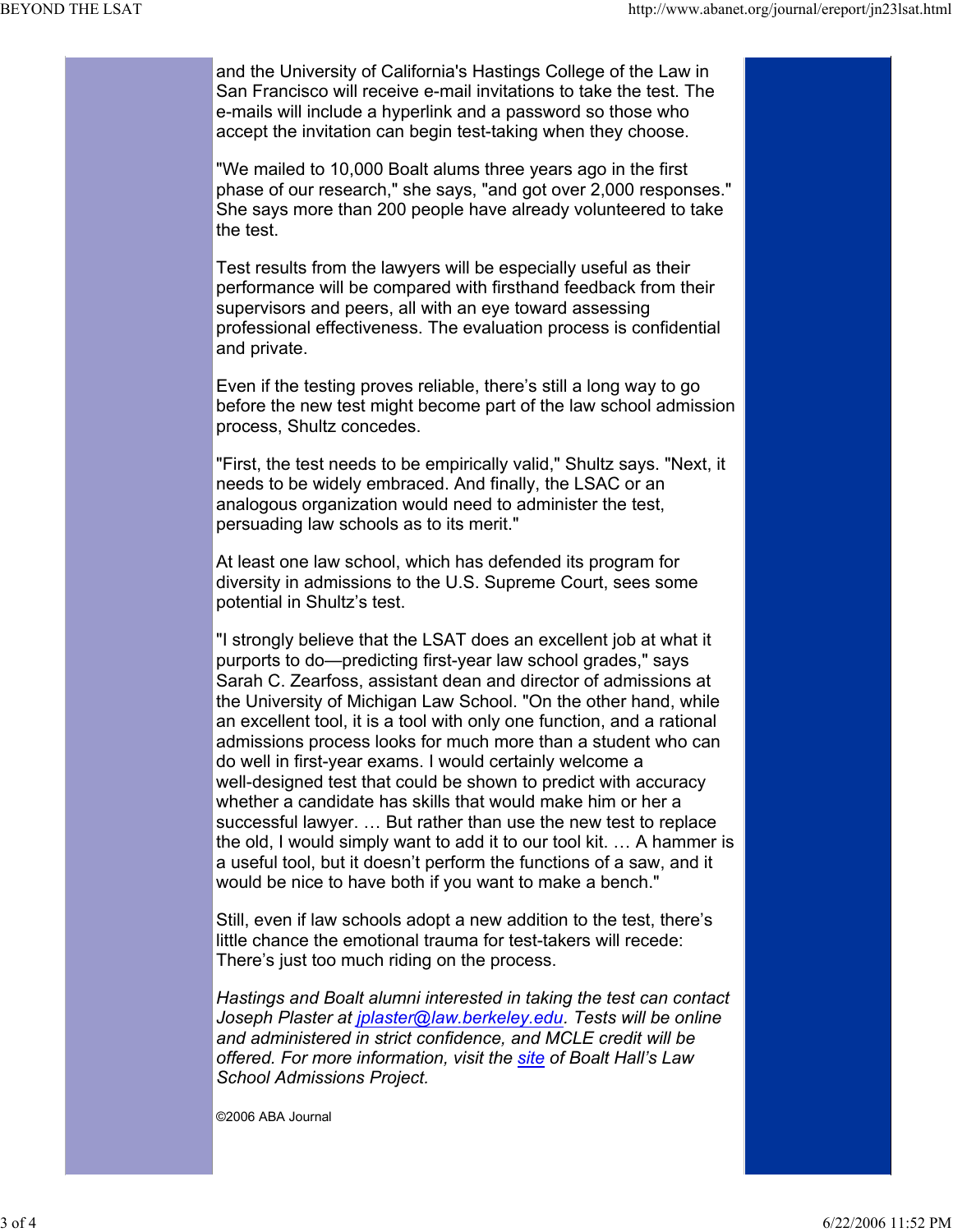and the University of California's Hastings College of the Law in San Francisco will receive e-mail invitations to take the test. The e-mails will include a hyperlink and a password so those who accept the invitation can begin test-taking when they choose.

"We mailed to 10,000 Boalt alums three years ago in the first phase of our research," she says, "and got over 2,000 responses." She says more than 200 people have already volunteered to take the test.

Test results from the lawyers will be especially useful as their performance will be compared with firsthand feedback from their supervisors and peers, all with an eye toward assessing professional effectiveness. The evaluation process is confidential and private.

Even if the testing proves reliable, there's still a long way to go before the new test might become part of the law school admission process, Shultz concedes.

"First, the test needs to be empirically valid," Shultz says. "Next, it needs to be widely embraced. And finally, the LSAC or an analogous organization would need to administer the test, persuading law schools as to its merit."

At least one law school, which has defended its program for diversity in admissions to the U.S. Supreme Court, sees some potential in Shultz's test.

"I strongly believe that the LSAT does an excellent job at what it purports to do—predicting first-year law school grades," says Sarah C. Zearfoss, assistant dean and director of admissions at the University of Michigan Law School. "On the other hand, while an excellent tool, it is a tool with only one function, and a rational admissions process looks for much more than a student who can do well in first-year exams. I would certainly welcome a well-designed test that could be shown to predict with accuracy whether a candidate has skills that would make him or her a successful lawyer. … But rather than use the new test to replace the old, I would simply want to add it to our tool kit. … A hammer is a useful tool, but it doesn't perform the functions of a saw, and it would be nice to have both if you want to make a bench."

Still, even if law schools adopt a new addition to the test, there's little chance the emotional trauma for test-takers will recede: There's just too much riding on the process.

*Hastings and Boalt alumni interested in taking the test can contact Joseph Plaster at jplaster@law.berkeley.edu. Tests will be online and administered in strict confidence, and MCLE credit will be offered. For more information, visit the site of Boalt Hall's Law School Admissions Project.*

©2006 ABA Journal